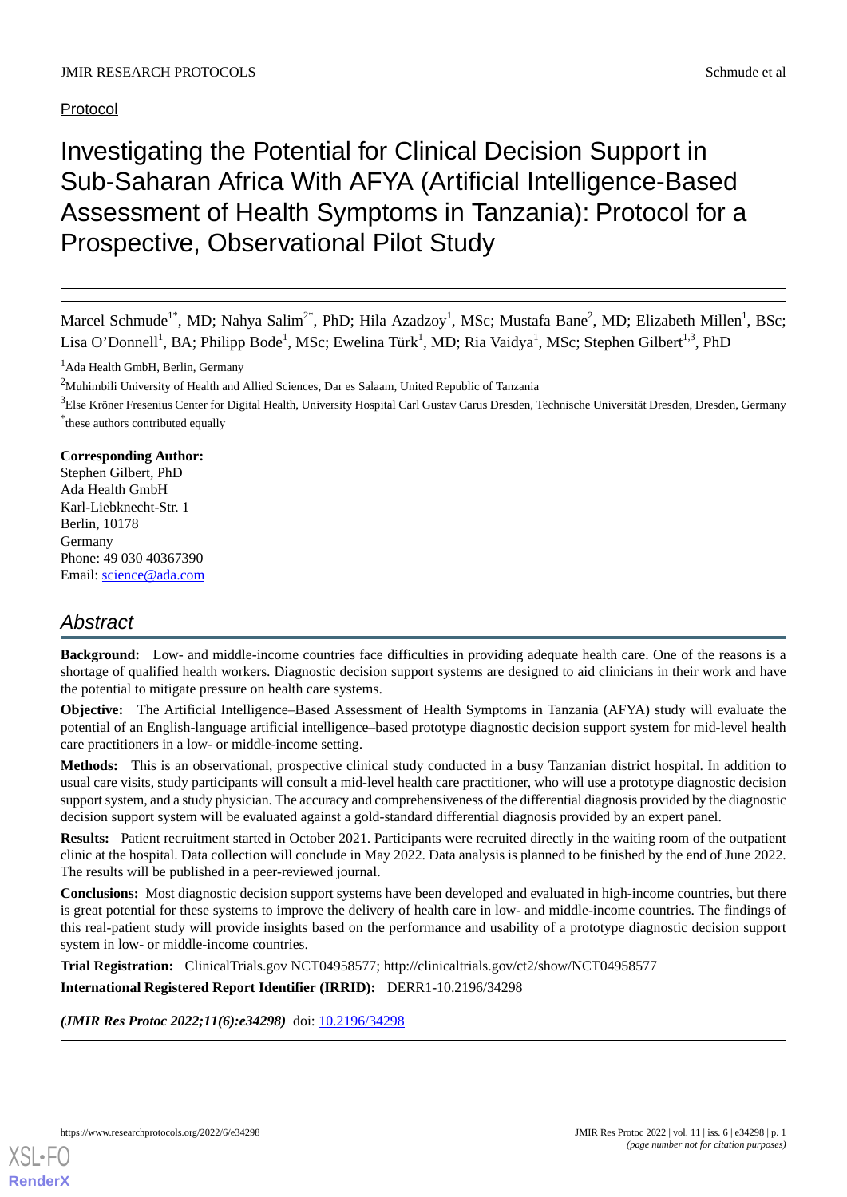Protocol

# Investigating the Potential for Clinical Decision Support in Sub-Saharan Africa With AFYA (Artificial Intelligence-Based Assessment of Health Symptoms in Tanzania): Protocol for a Prospective, Observational Pilot Study

Marcel Schmude[1*], MD; Nahya Salim[2*], PhD; Hila Azadzoy[1], MSc; Mustafa Bane[2], MD; Elizabeth Millen[1], BSc; Lisa O'Donnell[1], BA; Philipp Bode[1], MSc; Ewelina Türk[1], MD; Ria Vaidya[1], MSc; Stephen Gilbert[1,3], PhD

[1]Ada Health GmbH, Berlin, Germany

[2]Muhimbili University of Health and Allied Sciences, Dar es Salaam, United Republic of Tanzania

[3]Else Kröner Fresenius Center for Digital Health, University Hospital Carl Gustav Carus Dresden, Technische Universität Dresden, Dresden, Germany

[*]these authors contributed equally

**Corresponding Author:**
Stephen Gilbert, PhD
Ada Health GmbH
Karl-Liebknecht-Str. 1
Berlin, 10178
Germany
Phone: 49 030 40367390
Email: science@ada.com

## *Abstract*

**Background:** Low- and middle-income countries face difficulties in providing adequate health care. One of the reasons is a shortage of qualified health workers. Diagnostic decision support systems are designed to aid clinicians in their work and have the potential to mitigate pressure on health care systems.

**Objective:** The Artificial Intelligence–Based Assessment of Health Symptoms in Tanzania (AFYA) study will evaluate the potential of an English-language artificial intelligence–based prototype diagnostic decision support system for mid-level health care practitioners in a low- or middle-income setting.

**Methods:** This is an observational, prospective clinical study conducted in a busy Tanzanian district hospital. In addition to usual care visits, study participants will consult a mid-level health care practitioner, who will use a prototype diagnostic decision support system, and a study physician. The accuracy and comprehensiveness of the differential diagnosis provided by the diagnostic decision support system will be evaluated against a gold-standard differential diagnosis provided by an expert panel.

**Results:** Patient recruitment started in October 2021. Participants were recruited directly in the waiting room of the outpatient clinic at the hospital. Data collection will conclude in May 2022. Data analysis is planned to be finished by the end of June 2022. The results will be published in a peer-reviewed journal.

**Conclusions:** Most diagnostic decision support systems have been developed and evaluated in high-income countries, but there is great potential for these systems to improve the delivery of health care in low- and middle-income countries. The findings of this real-patient study will provide insights based on the performance and usability of a prototype diagnostic decision support system in low- or middle-income countries.

**Trial Registration:** ClinicalTrials.gov NCT04958577; http://clinicaltrials.gov/ct2/show/NCT04958577

**International Registered Report Identifier (IRRID):** DERR1-10.2196/34298

***(JMIR Res Protoc 2022;11(6):e34298)*** doi: 10.2196/34298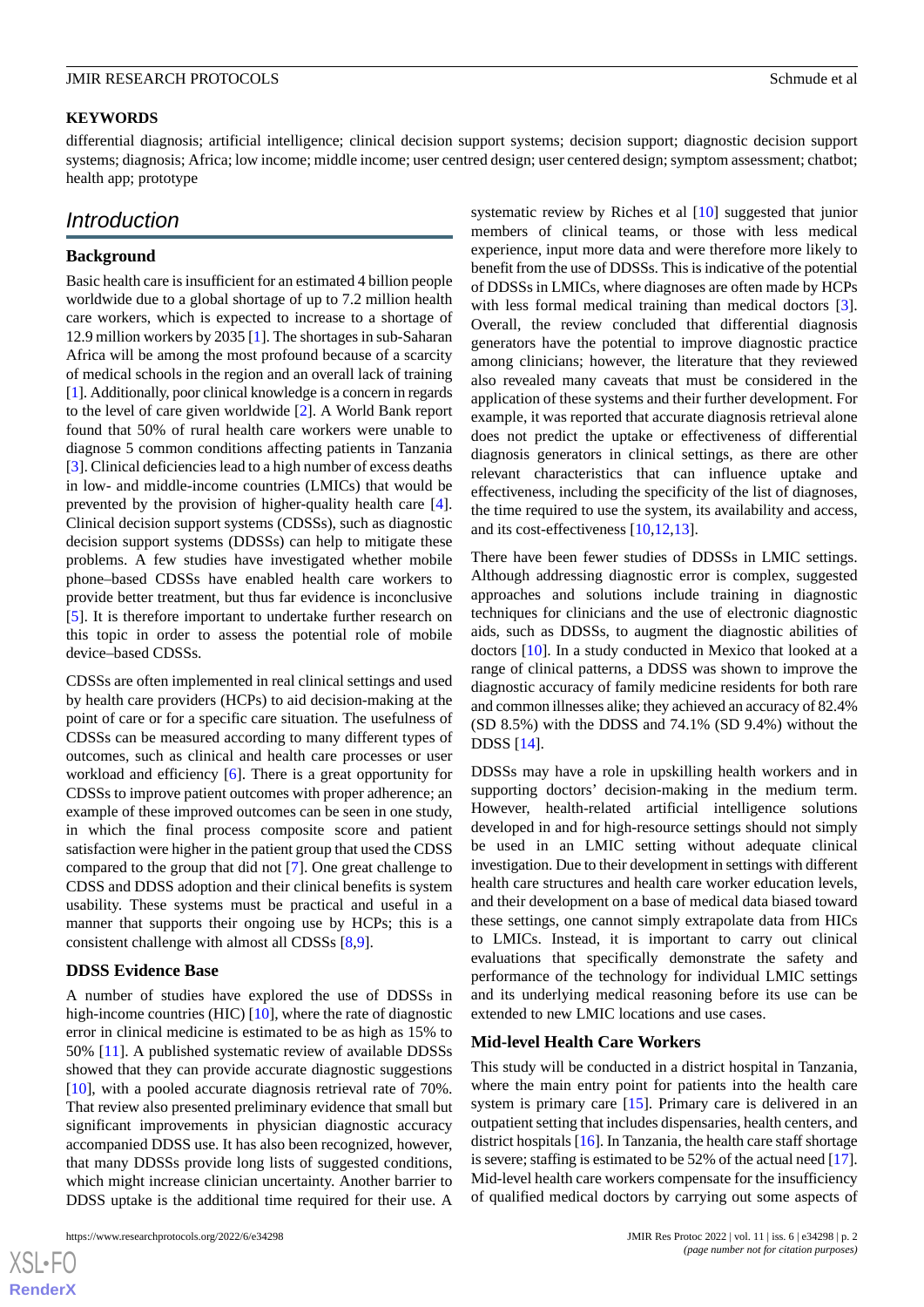**KEYWORDS**

differential diagnosis; artificial intelligence; clinical decision support systems; decision support; diagnostic decision support systems; diagnosis; Africa; low income; middle income; user centred design; user centered design; symptom assessment; chatbot; health app; prototype

## Introduction

### Background

Basic health care is insufficient for an estimated 4 billion people worldwide due to a global shortage of up to 7.2 million health care workers, which is expected to increase to a shortage of 12.9 million workers by 2035 [1]. The shortages in sub-Saharan Africa will be among the most profound because of a scarcity of medical schools in the region and an overall lack of training [1]. Additionally, poor clinical knowledge is a concern in regards to the level of care given worldwide [2]. A World Bank report found that 50% of rural health care workers were unable to diagnose 5 common conditions affecting patients in Tanzania [3]. Clinical deficiencies lead to a high number of excess deaths in low- and middle-income countries (LMICs) that would be prevented by the provision of higher-quality health care [4]. Clinical decision support systems (CDSSs), such as diagnostic decision support systems (DDSSs) can help to mitigate these problems. A few studies have investigated whether mobile phone–based CDSSs have enabled health care workers to provide better treatment, but thus far evidence is inconclusive [5]. It is therefore important to undertake further research on this topic in order to assess the potential role of mobile device–based CDSSs.

CDSSs are often implemented in real clinical settings and used by health care providers (HCPs) to aid decision-making at the point of care or for a specific care situation. The usefulness of CDSSs can be measured according to many different types of outcomes, such as clinical and health care processes or user workload and efficiency [6]. There is a great opportunity for CDSSs to improve patient outcomes with proper adherence; an example of these improved outcomes can be seen in one study, in which the final process composite score and patient satisfaction were higher in the patient group that used the CDSS compared to the group that did not [7]. One great challenge to CDSS and DDSS adoption and their clinical benefits is system usability. These systems must be practical and useful in a manner that supports their ongoing use by HCPs; this is a consistent challenge with almost all CDSSs [8,9].

### DDSS Evidence Base

A number of studies have explored the use of DDSSs in high-income countries (HIC) [10], where the rate of diagnostic error in clinical medicine is estimated to be as high as 15% to 50% [11]. A published systematic review of available DDSSs showed that they can provide accurate diagnostic suggestions [10], with a pooled accurate diagnosis retrieval rate of 70%. That review also presented preliminary evidence that small but significant improvements in physician diagnostic accuracy accompanied DDSS use. It has also been recognized, however, that many DDSSs provide long lists of suggested conditions, which might increase clinician uncertainty. Another barrier to DDSS uptake is the additional time required for their use. A systematic review by Riches et al [10] suggested that junior members of clinical teams, or those with less medical experience, input more data and were therefore more likely to benefit from the use of DDSSs. This is indicative of the potential of DDSSs in LMICs, where diagnoses are often made by HCPs with less formal medical training than medical doctors [3]. Overall, the review concluded that differential diagnosis generators have the potential to improve diagnostic practice among clinicians; however, the literature that they reviewed also revealed many caveats that must be considered in the application of these systems and their further development. For example, it was reported that accurate diagnosis retrieval alone does not predict the uptake or effectiveness of differential diagnosis generators in clinical settings, as there are other relevant characteristics that can influence uptake and effectiveness, including the specificity of the list of diagnoses, the time required to use the system, its availability and access, and its cost-effectiveness [10,12,13].

There have been fewer studies of DDSSs in LMIC settings. Although addressing diagnostic error is complex, suggested approaches and solutions include training in diagnostic techniques for clinicians and the use of electronic diagnostic aids, such as DDSSs, to augment the diagnostic abilities of doctors [10]. In a study conducted in Mexico that looked at a range of clinical patterns, a DDSS was shown to improve the diagnostic accuracy of family medicine residents for both rare and common illnesses alike; they achieved an accuracy of 82.4% (SD 8.5%) with the DDSS and 74.1% (SD 9.4%) without the DDSS [14].

DDSSs may have a role in upskilling health workers and in supporting doctors' decision-making in the medium term. However, health-related artificial intelligence solutions developed in and for high-resource settings should not simply be used in an LMIC setting without adequate clinical investigation. Due to their development in settings with different health care structures and health care worker education levels, and their development on a base of medical data biased toward these settings, one cannot simply extrapolate data from HICs to LMICs. Instead, it is important to carry out clinical evaluations that specifically demonstrate the safety and performance of the technology for individual LMIC settings and its underlying medical reasoning before its use can be extended to new LMIC locations and use cases.

### Mid-level Health Care Workers

This study will be conducted in a district hospital in Tanzania, where the main entry point for patients into the health care system is primary care [15]. Primary care is delivered in an outpatient setting that includes dispensaries, health centers, and district hospitals [16]. In Tanzania, the health care staff shortage is severe; staffing is estimated to be 52% of the actual need [17]. Mid-level health care workers compensate for the insufficiency of qualified medical doctors by carrying out some aspects of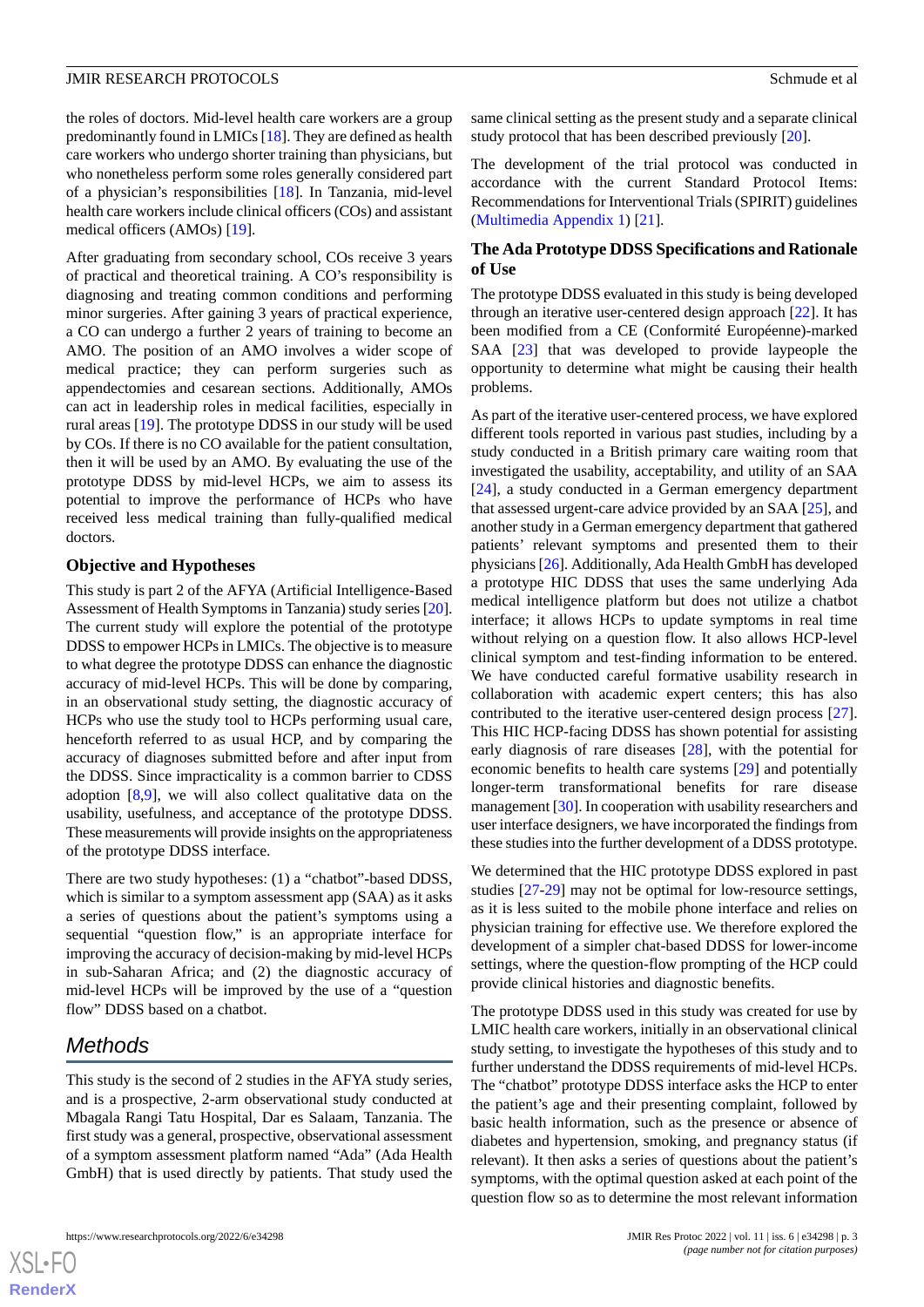the roles of doctors. Mid-level health care workers are a group predominantly found in LMICs [18]. They are defined as health care workers who undergo shorter training than physicians, but who nonetheless perform some roles generally considered part of a physician's responsibilities [18]. In Tanzania, mid-level health care workers include clinical officers (COs) and assistant medical officers (AMOs) [19].

After graduating from secondary school, COs receive 3 years of practical and theoretical training. A CO's responsibility is diagnosing and treating common conditions and performing minor surgeries. After gaining 3 years of practical experience, a CO can undergo a further 2 years of training to become an AMO. The position of an AMO involves a wider scope of medical practice; they can perform surgeries such as appendectomies and cesarean sections. Additionally, AMOs can act in leadership roles in medical facilities, especially in rural areas [19]. The prototype DDSS in our study will be used by COs. If there is no CO available for the patient consultation, then it will be used by an AMO. By evaluating the use of the prototype DDSS by mid-level HCPs, we aim to assess its potential to improve the performance of HCPs who have received less medical training than fully-qualified medical doctors.

### Objective and Hypotheses

This study is part 2 of the AFYA (Artificial Intelligence-Based Assessment of Health Symptoms in Tanzania) study series [20]. The current study will explore the potential of the prototype DDSS to empower HCPs in LMICs. The objective is to measure to what degree the prototype DDSS can enhance the diagnostic accuracy of mid-level HCPs. This will be done by comparing, in an observational study setting, the diagnostic accuracy of HCPs who use the study tool to HCPs performing usual care, henceforth referred to as usual HCP, and by comparing the accuracy of diagnoses submitted before and after input from the DDSS. Since impracticality is a common barrier to CDSS adoption [8,9], we will also collect qualitative data on the usability, usefulness, and acceptance of the prototype DDSS. These measurements will provide insights on the appropriateness of the prototype DDSS interface.

There are two study hypotheses: (1) a "chatbot"-based DDSS, which is similar to a symptom assessment app (SAA) as it asks a series of questions about the patient's symptoms using a sequential "question flow," is an appropriate interface for improving the accuracy of decision-making by mid-level HCPs in sub-Saharan Africa; and (2) the diagnostic accuracy of mid-level HCPs will be improved by the use of a "question flow" DDSS based on a chatbot.

## Methods

This study is the second of 2 studies in the AFYA study series, and is a prospective, 2-arm observational study conducted at Mbagala Rangi Tatu Hospital, Dar es Salaam, Tanzania. The first study was a general, prospective, observational assessment of a symptom assessment platform named "Ada" (Ada Health GmbH) that is used directly by patients. That study used the same clinical setting as the present study and a separate clinical study protocol that has been described previously [20].

The development of the trial protocol was conducted in accordance with the current Standard Protocol Items: Recommendations for Interventional Trials (SPIRIT) guidelines (Multimedia Appendix 1) [21].

### The Ada Prototype DDSS Specifications and Rationale of Use

The prototype DDSS evaluated in this study is being developed through an iterative user-centered design approach [22]. It has been modified from a CE (Conformité Européenne)-marked SAA [23] that was developed to provide laypeople the opportunity to determine what might be causing their health problems.

As part of the iterative user-centered process, we have explored different tools reported in various past studies, including by a study conducted in a British primary care waiting room that investigated the usability, acceptability, and utility of an SAA [24], a study conducted in a German emergency department that assessed urgent-care advice provided by an SAA [25], and another study in a German emergency department that gathered patients' relevant symptoms and presented them to their physicians [26]. Additionally, Ada Health GmbH has developed a prototype HIC DDSS that uses the same underlying Ada medical intelligence platform but does not utilize a chatbot interface; it allows HCPs to update symptoms in real time without relying on a question flow. It also allows HCP-level clinical symptom and test-finding information to be entered. We have conducted careful formative usability research in collaboration with academic expert centers; this has also contributed to the iterative user-centered design process [27]. This HIC HCP-facing DDSS has shown potential for assisting early diagnosis of rare diseases [28], with the potential for economic benefits to health care systems [29] and potentially longer-term transformational benefits for rare disease management [30]. In cooperation with usability researchers and user interface designers, we have incorporated the findings from these studies into the further development of a DDSS prototype.

We determined that the HIC prototype DDSS explored in past studies [27-29] may not be optimal for low-resource settings, as it is less suited to the mobile phone interface and relies on physician training for effective use. We therefore explored the development of a simpler chat-based DDSS for lower-income settings, where the question-flow prompting of the HCP could provide clinical histories and diagnostic benefits.

The prototype DDSS used in this study was created for use by LMIC health care workers, initially in an observational clinical study setting, to investigate the hypotheses of this study and to further understand the DDSS requirements of mid-level HCPs. The "chatbot" prototype DDSS interface asks the HCP to enter the patient's age and their presenting complaint, followed by basic health information, such as the presence or absence of diabetes and hypertension, smoking, and pregnancy status (if relevant). It then asks a series of questions about the patient's symptoms, with the optimal question asked at each point of the question flow so as to determine the most relevant information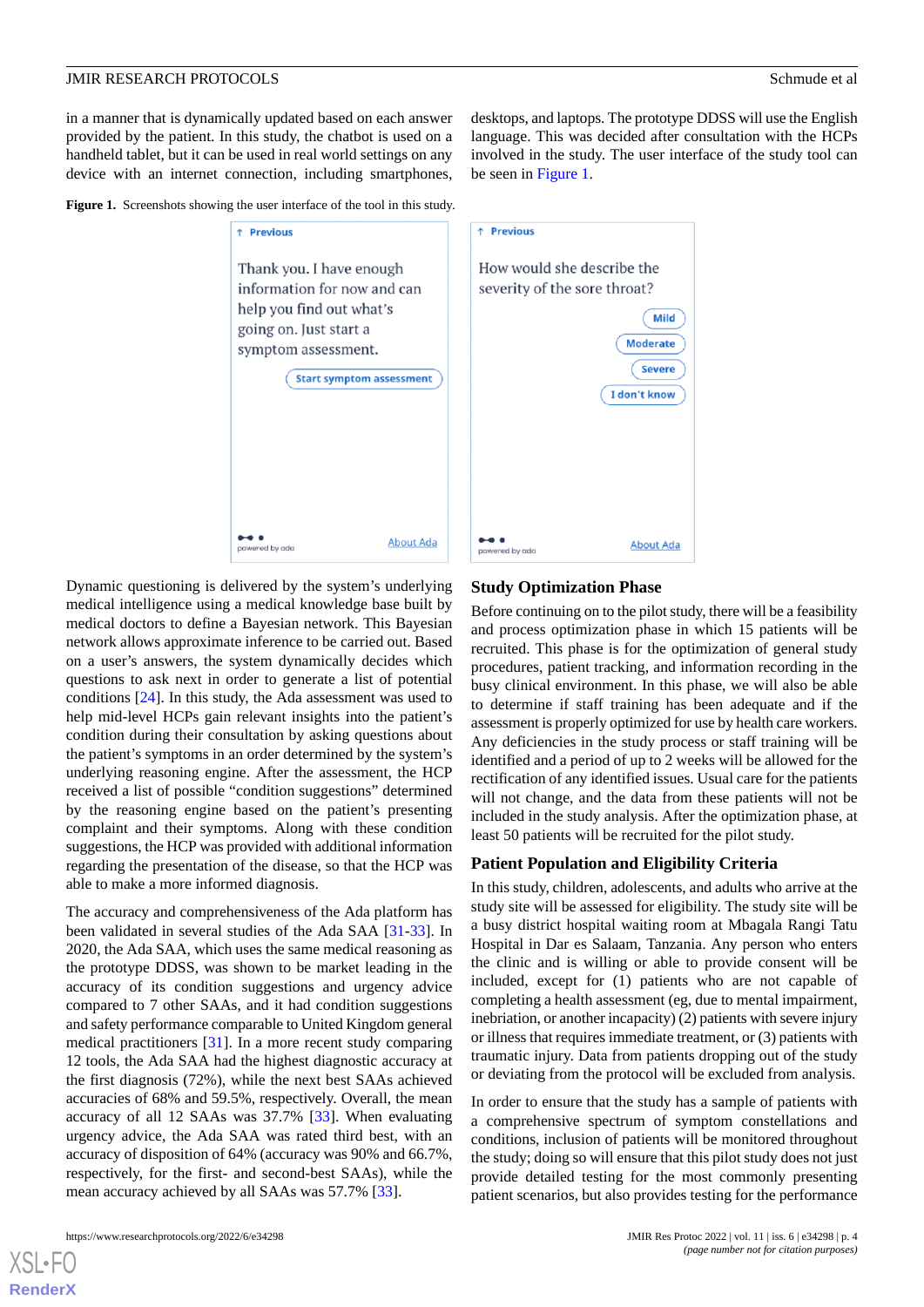in a manner that is dynamically updated based on each answer provided by the patient. In this study, the chatbot is used on a handheld tablet, but it can be used in real world settings on any device with an internet connection, including smartphones, desktops, and laptops. The prototype DDSS will use the English language. This was decided after consultation with the HCPs involved in the study. The user interface of the study tool can be seen in Figure 1.

**Figure 1.** Screenshots showing the user interface of the tool in this study.

Dynamic questioning is delivered by the system's underlying medical intelligence using a medical knowledge base built by medical doctors to define a Bayesian network. This Bayesian network allows approximate inference to be carried out. Based on a user's answers, the system dynamically decides which questions to ask next in order to generate a list of potential conditions [24]. In this study, the Ada assessment was used to help mid-level HCPs gain relevant insights into the patient's condition during their consultation by asking questions about the patient's symptoms in an order determined by the system's underlying reasoning engine. After the assessment, the HCP received a list of possible "condition suggestions" determined by the reasoning engine based on the patient's presenting complaint and their symptoms. Along with these condition suggestions, the HCP was provided with additional information regarding the presentation of the disease, so that the HCP was able to make a more informed diagnosis.

The accuracy and comprehensiveness of the Ada platform has been validated in several studies of the Ada SAA [31-33]. In 2020, the Ada SAA, which uses the same medical reasoning as the prototype DDSS, was shown to be market leading in the accuracy of its condition suggestions and urgency advice compared to 7 other SAAs, and it had condition suggestions and safety performance comparable to United Kingdom general medical practitioners [31]. In a more recent study comparing 12 tools, the Ada SAA had the highest diagnostic accuracy at the first diagnosis (72%), while the next best SAAs achieved accuracies of 68% and 59.5%, respectively. Overall, the mean accuracy of all 12 SAAs was 37.7% [33]. When evaluating urgency advice, the Ada SAA was rated third best, with an accuracy of disposition of 64% (accuracy was 90% and 66.7%, respectively, for the first- and second-best SAAs), while the mean accuracy achieved by all SAAs was 57.7% [33].

## Study Optimization Phase

Before continuing on to the pilot study, there will be a feasibility and process optimization phase in which 15 patients will be recruited. This phase is for the optimization of general study procedures, patient tracking, and information recording in the busy clinical environment. In this phase, we will also be able to determine if staff training has been adequate and if the assessment is properly optimized for use by health care workers. Any deficiencies in the study process or staff training will be identified and a period of up to 2 weeks will be allowed for the rectification of any identified issues. Usual care for the patients will not change, and the data from these patients will not be included in the study analysis. After the optimization phase, at least 50 patients will be recruited for the pilot study.

## Patient Population and Eligibility Criteria

In this study, children, adolescents, and adults who arrive at the study site will be assessed for eligibility. The study site will be a busy district hospital waiting room at Mbagala Rangi Tatu Hospital in Dar es Salaam, Tanzania. Any person who enters the clinic and is willing or able to provide consent will be included, except for (1) patients who are not capable of completing a health assessment (eg, due to mental impairment, inebriation, or another incapacity) (2) patients with severe injury or illness that requires immediate treatment, or (3) patients with traumatic injury. Data from patients dropping out of the study or deviating from the protocol will be excluded from analysis.

In order to ensure that the study has a sample of patients with a comprehensive spectrum of symptom constellations and conditions, inclusion of patients will be monitored throughout the study; doing so will ensure that this pilot study does not just provide detailed testing for the most commonly presenting patient scenarios, but also provides testing for the performance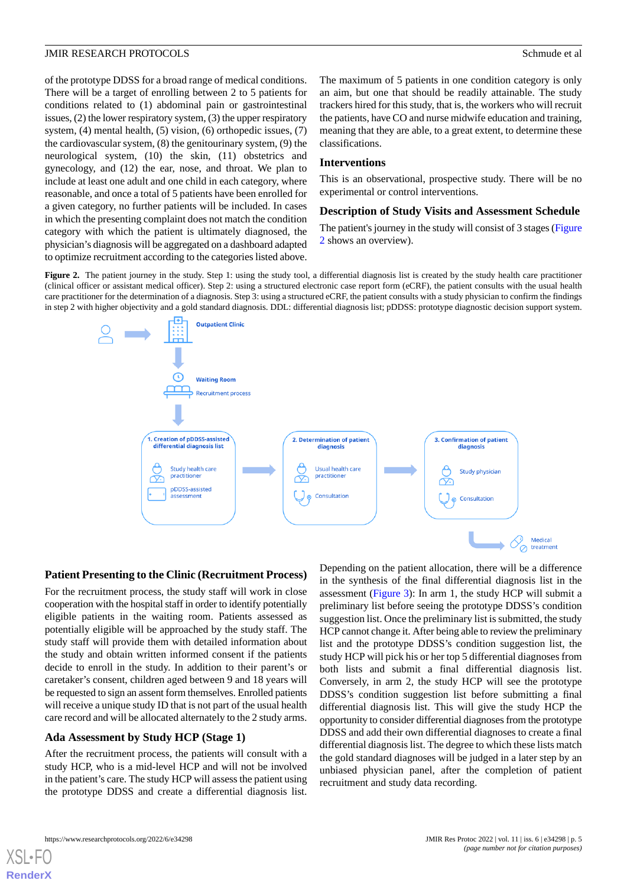of the prototype DDSS for a broad range of medical conditions. There will be a target of enrolling between 2 to 5 patients for conditions related to (1) abdominal pain or gastrointestinal issues, (2) the lower respiratory system, (3) the upper respiratory system, (4) mental health, (5) vision, (6) orthopedic issues, (7) the cardiovascular system, (8) the genitourinary system, (9) the neurological system, (10) the skin, (11) obstetrics and gynecology, and (12) the ear, nose, and throat. We plan to include at least one adult and one child in each category, where reasonable, and once a total of 5 patients have been enrolled for a given category, no further patients will be included. In cases in which the presenting complaint does not match the condition category with which the patient is ultimately diagnosed, the physician's diagnosis will be aggregated on a dashboard adapted to optimize recruitment according to the categories listed above.

The maximum of 5 patients in one condition category is only an aim, but one that should be readily attainable. The study trackers hired for this study, that is, the workers who will recruit the patients, have CO and nurse midwife education and training, meaning that they are able, to a great extent, to determine these classifications.

## Interventions

This is an observational, prospective study. There will be no experimental or control interventions.

## Description of Study Visits and Assessment Schedule

The patient's journey in the study will consist of 3 stages (Figure 2 shows an overview).

**Figure 2.** The patient journey in the study. Step 1: using the study tool, a differential diagnosis list is created by the study health care practitioner (clinical officer or assistant medical officer). Step 2: using a structured electronic case report form (eCRF), the patient consults with the usual health care practitioner for the determination of a diagnosis. Step 3: using a structured eCRF, the patient consults with a study physician to confirm the findings in step 2 with higher objectivity and a gold standard diagnosis. DDL: differential diagnosis list; pDDSS: prototype diagnostic decision support system.

Outpatient Clinic

Waiting Room

Recruitment process

1. Creation of pDDSS-assisted differential diagnosis list — Study health care practitioner; pDDSS-assisted assessment

2. Determination of patient diagnosis — Usual health care practitioner; Consultation

3. Confirmation of patient diagnosis — Study physician; Consultation

Medical treatment

## Patient Presenting to the Clinic (Recruitment Process)

For the recruitment process, the study staff will work in close cooperation with the hospital staff in order to identify potentially eligible patients in the waiting room. Patients assessed as potentially eligible will be approached by the study staff. The study staff will provide them with detailed information about the study and obtain written informed consent if the patients decide to enroll in the study. In addition to their parent's or caretaker's consent, children aged between 9 and 18 years will be requested to sign an assent form themselves. Enrolled patients will receive a unique study ID that is not part of the usual health care record and will be allocated alternately to the 2 study arms.

## Ada Assessment by Study HCP (Stage 1)

After the recruitment process, the patients will consult with a study HCP, who is a mid-level HCP and will not be involved in the patient's care. The study HCP will assess the patient using the prototype DDSS and create a differential diagnosis list. Depending on the patient allocation, there will be a difference in the synthesis of the final differential diagnosis list in the assessment (Figure 3): In arm 1, the study HCP will submit a preliminary list before seeing the prototype DDSS's condition suggestion list. Once the preliminary list is submitted, the study HCP cannot change it. After being able to review the preliminary list and the prototype DDSS's condition suggestion list, the study HCP will pick his or her top 5 differential diagnoses from both lists and submit a final differential diagnosis list. Conversely, in arm 2, the study HCP will see the prototype DDSS's condition suggestion list before submitting a final differential diagnosis list. This will give the study HCP the opportunity to consider differential diagnoses from the prototype DDSS and add their own differential diagnoses to create a final differential diagnosis list. The degree to which these lists match the gold standard diagnoses will be judged in a later step by an unbiased physician panel, after the completion of patient recruitment and study data recording.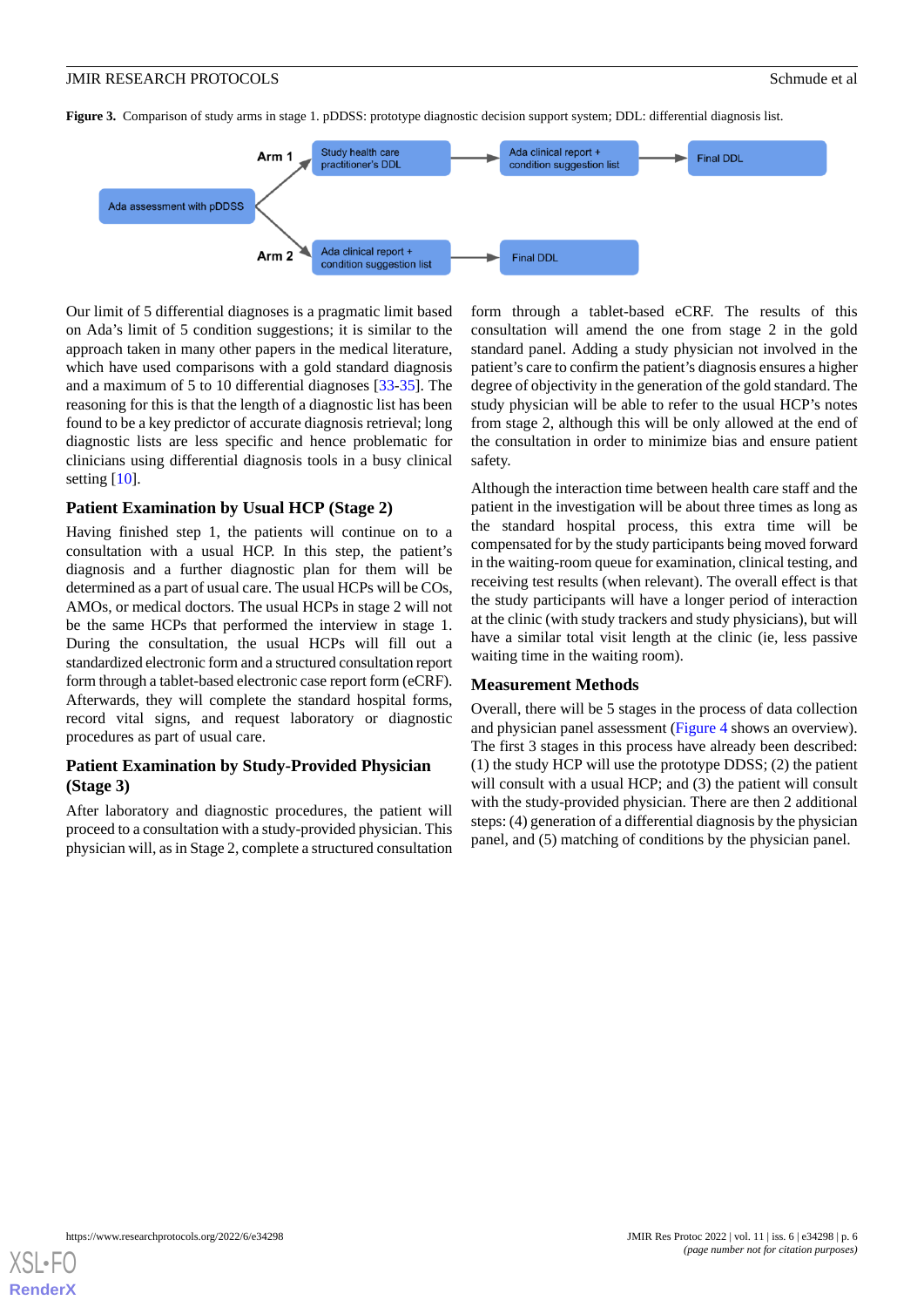**Figure 3.** Comparison of study arms in stage 1. pDDSS: prototype diagnostic decision support system; DDL: differential diagnosis list.

Our limit of 5 differential diagnoses is a pragmatic limit based on Ada's limit of 5 condition suggestions; it is similar to the approach taken in many other papers in the medical literature, which have used comparisons with a gold standard diagnosis and a maximum of 5 to 10 differential diagnoses [33-35]. The reasoning for this is that the length of a diagnostic list has been found to be a key predictor of accurate diagnosis retrieval; long diagnostic lists are less specific and hence problematic for clinicians using differential diagnosis tools in a busy clinical setting [10].

## Patient Examination by Usual HCP (Stage 2)

Having finished step 1, the patients will continue on to a consultation with a usual HCP. In this step, the patient's diagnosis and a further diagnostic plan for them will be determined as a part of usual care. The usual HCPs will be COs, AMOs, or medical doctors. The usual HCPs in stage 2 will not be the same HCPs that performed the interview in stage 1. During the consultation, the usual HCPs will fill out a standardized electronic form and a structured consultation report form through a tablet-based electronic case report form (eCRF). Afterwards, they will complete the standard hospital forms, record vital signs, and request laboratory or diagnostic procedures as part of usual care.

## Patient Examination by Study-Provided Physician (Stage 3)

After laboratory and diagnostic procedures, the patient will proceed to a consultation with a study-provided physician. This physician will, as in Stage 2, complete a structured consultation form through a tablet-based eCRF. The results of this consultation will amend the one from stage 2 in the gold standard panel. Adding a study physician not involved in the patient's care to confirm the patient's diagnosis ensures a higher degree of objectivity in the generation of the gold standard. The study physician will be able to refer to the usual HCP's notes from stage 2, although this will be only allowed at the end of the consultation in order to minimize bias and ensure patient safety.

Although the interaction time between health care staff and the patient in the investigation will be about three times as long as the standard hospital process, this extra time will be compensated for by the study participants being moved forward in the waiting-room queue for examination, clinical testing, and receiving test results (when relevant). The overall effect is that the study participants will have a longer period of interaction at the clinic (with study trackers and study physicians), but will have a similar total visit length at the clinic (ie, less passive waiting time in the waiting room).

## Measurement Methods

Overall, there will be 5 stages in the process of data collection and physician panel assessment (Figure 4 shows an overview). The first 3 stages in this process have already been described: (1) the study HCP will use the prototype DDSS; (2) the patient will consult with a usual HCP; and (3) the patient will consult with the study-provided physician. There are then 2 additional steps: (4) generation of a differential diagnosis by the physician panel, and (5) matching of conditions by the physician panel.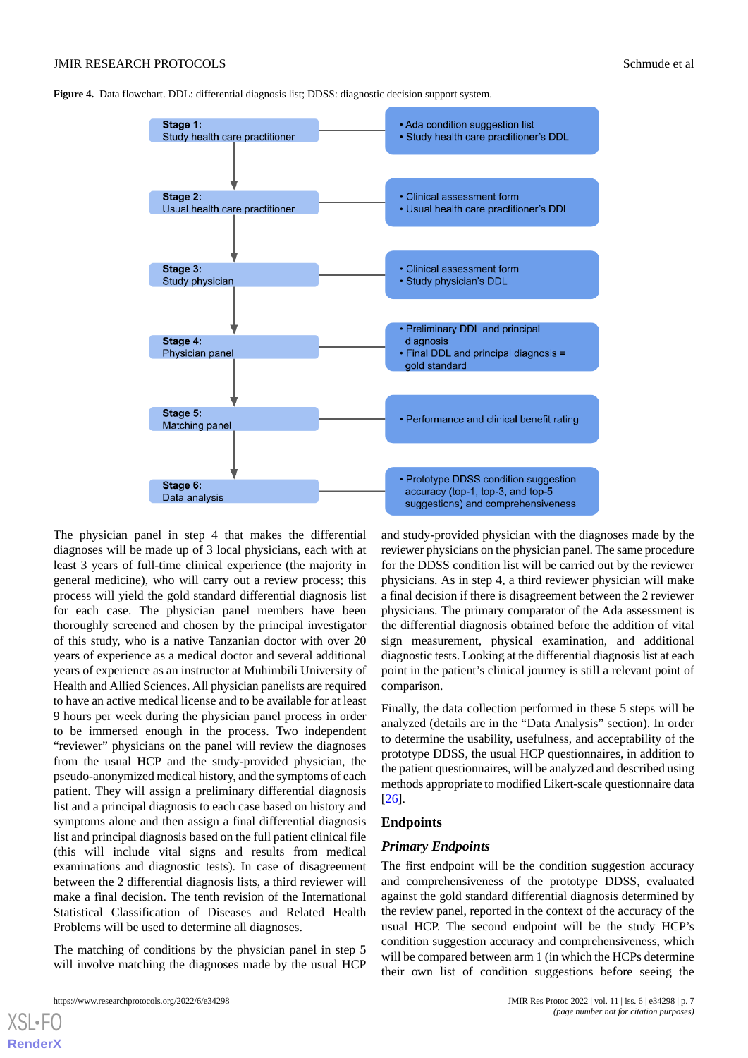**Figure 4.** Data flowchart. DDL: differential diagnosis list; DDSS: diagnostic decision support system.

| Stage | Output |
| --- | --- |
| **Stage 1:** Study health care practitioner | • Ada condition suggestion list<br>• Study health care practitioner's DDL |
| **Stage 2:** Usual health care practitioner | • Clinical assessment form<br>• Usual health care practitioner's DDL |
| **Stage 3:** Study physician | • Clinical assessment form<br>• Study physician's DDL |
| **Stage 4:** Physician panel | • Preliminary DDL and principal diagnosis<br>• Final DDL and principal diagnosis = gold standard |
| **Stage 5:** Matching panel | • Performance and clinical benefit rating |
| **Stage 6:** Data analysis | • Prototype DDSS condition suggestion accuracy (top-1, top-3, and top-5 suggestions) and comprehensiveness |

The physician panel in step 4 that makes the differential diagnoses will be made up of 3 local physicians, each with at least 3 years of full-time clinical experience (the majority in general medicine), who will carry out a review process; this process will yield the gold standard differential diagnosis list for each case. The physician panel members have been thoroughly screened and chosen by the principal investigator of this study, who is a native Tanzanian doctor with over 20 years of experience as a medical doctor and several additional years of experience as an instructor at Muhimbili University of Health and Allied Sciences. All physician panelists are required to have an active medical license and to be available for at least 9 hours per week during the physician panel process in order to be immersed enough in the process. Two independent "reviewer" physicians on the panel will review the diagnoses from the usual HCP and the study-provided physician, the pseudo-anonymized medical history, and the symptoms of each patient. They will assign a preliminary differential diagnosis list and a principal diagnosis to each case based on history and symptoms alone and then assign a final differential diagnosis list and principal diagnosis based on the full patient clinical file (this will include vital signs and results from medical examinations and diagnostic tests). In case of disagreement between the 2 differential diagnosis lists, a third reviewer will make a final decision. The tenth revision of the International Statistical Classification of Diseases and Related Health Problems will be used to determine all diagnoses.

The matching of conditions by the physician panel in step 5 will involve matching the diagnoses made by the usual HCP and study-provided physician with the diagnoses made by the reviewer physicians on the physician panel. The same procedure for the DDSS condition list will be carried out by the reviewer physicians. As in step 4, a third reviewer physician will make a final decision if there is disagreement between the 2 reviewer physicians. The primary comparator of the Ada assessment is the differential diagnosis obtained before the addition of vital sign measurement, physical examination, and additional diagnostic tests. Looking at the differential diagnosis list at each point in the patient's clinical journey is still a relevant point of comparison.

Finally, the data collection performed in these 5 steps will be analyzed (details are in the "Data Analysis" section). In order to determine the usability, usefulness, and acceptability of the prototype DDSS, the usual HCP questionnaires, in addition to the patient questionnaires, will be analyzed and described using methods appropriate to modified Likert-scale questionnaire data [26].

## Endpoints

### *Primary Endpoints*

The first endpoint will be the condition suggestion accuracy and comprehensiveness of the prototype DDSS, evaluated against the gold standard differential diagnosis determined by the review panel, reported in the context of the accuracy of the usual HCP. The second endpoint will be the study HCP's condition suggestion accuracy and comprehensiveness, which will be compared between arm 1 (in which the HCPs determine their own list of condition suggestions before seeing the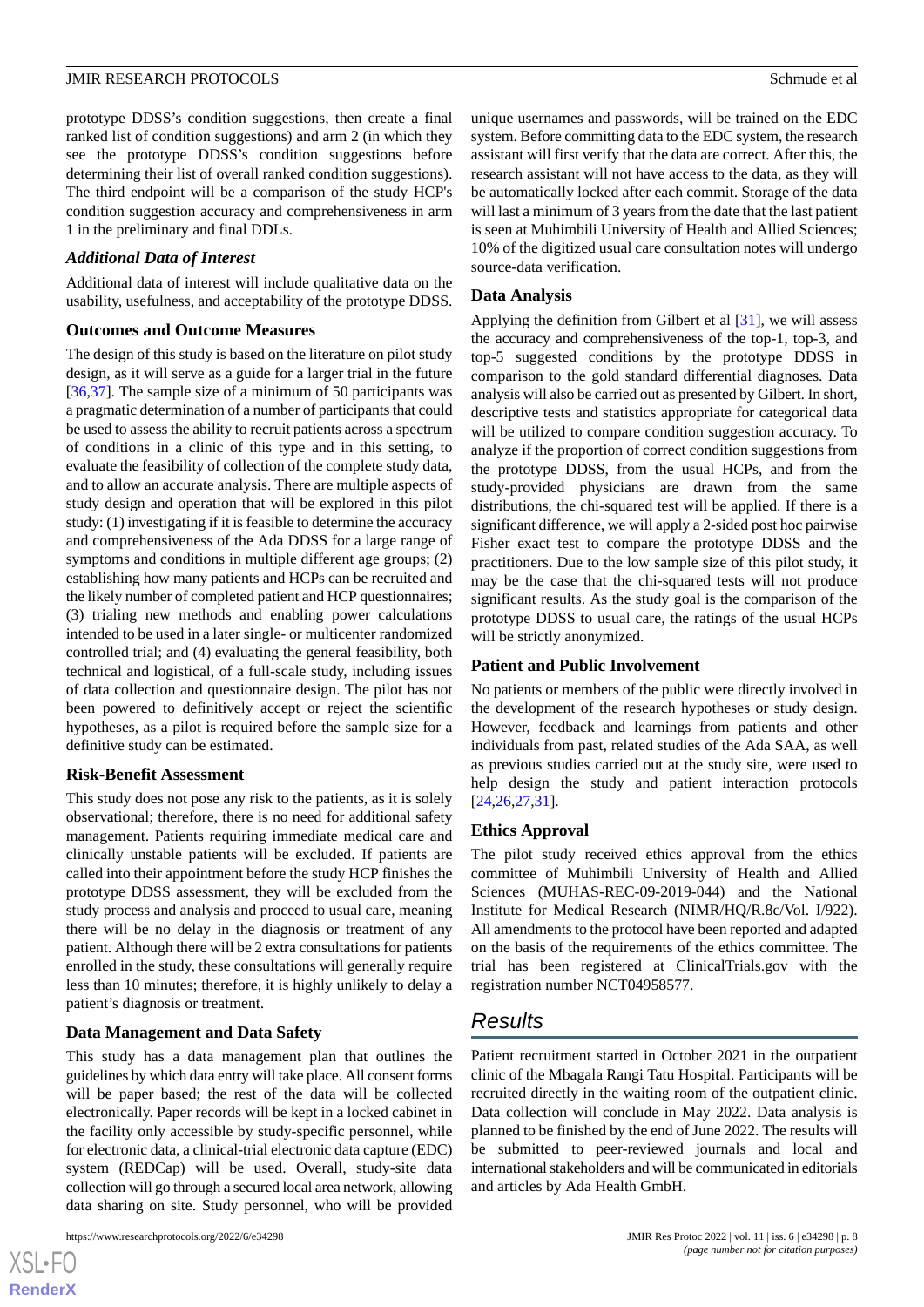prototype DDSS's condition suggestions, then create a final ranked list of condition suggestions) and arm 2 (in which they see the prototype DDSS's condition suggestions before determining their list of overall ranked condition suggestions). The third endpoint will be a comparison of the study HCP's condition suggestion accuracy and comprehensiveness in arm 1 in the preliminary and final DDLs.

### Additional Data of Interest

Additional data of interest will include qualitative data on the usability, usefulness, and acceptability of the prototype DDSS.

### Outcomes and Outcome Measures

The design of this study is based on the literature on pilot study design, as it will serve as a guide for a larger trial in the future [36,37]. The sample size of a minimum of 50 participants was a pragmatic determination of a number of participants that could be used to assess the ability to recruit patients across a spectrum of conditions in a clinic of this type and in this setting, to evaluate the feasibility of collection of the complete study data, and to allow an accurate analysis. There are multiple aspects of study design and operation that will be explored in this pilot study: (1) investigating if it is feasible to determine the accuracy and comprehensiveness of the Ada DDSS for a large range of symptoms and conditions in multiple different age groups; (2) establishing how many patients and HCPs can be recruited and the likely number of completed patient and HCP questionnaires; (3) trialing new methods and enabling power calculations intended to be used in a later single- or multicenter randomized controlled trial; and (4) evaluating the general feasibility, both technical and logistical, of a full-scale study, including issues of data collection and questionnaire design. The pilot has not been powered to definitively accept or reject the scientific hypotheses, as a pilot is required before the sample size for a definitive study can be estimated.

### Risk-Benefit Assessment

This study does not pose any risk to the patients, as it is solely observational; therefore, there is no need for additional safety management. Patients requiring immediate medical care and clinically unstable patients will be excluded. If patients are called into their appointment before the study HCP finishes the prototype DDSS assessment, they will be excluded from the study process and analysis and proceed to usual care, meaning there will be no delay in the diagnosis or treatment of any patient. Although there will be 2 extra consultations for patients enrolled in the study, these consultations will generally require less than 10 minutes; therefore, it is highly unlikely to delay a patient's diagnosis or treatment.

### Data Management and Data Safety

This study has a data management plan that outlines the guidelines by which data entry will take place. All consent forms will be paper based; the rest of the data will be collected electronically. Paper records will be kept in a locked cabinet in the facility only accessible by study-specific personnel, while for electronic data, a clinical-trial electronic data capture (EDC) system (REDCap) will be used. Overall, study-site data collection will go through a secured local area network, allowing data sharing on site. Study personnel, who will be provided unique usernames and passwords, will be trained on the EDC system. Before committing data to the EDC system, the research assistant will first verify that the data are correct. After this, the research assistant will not have access to the data, as they will be automatically locked after each commit. Storage of the data will last a minimum of 3 years from the date that the last patient is seen at Muhimbili University of Health and Allied Sciences; 10% of the digitized usual care consultation notes will undergo source-data verification.

### Data Analysis

Applying the definition from Gilbert et al [31], we will assess the accuracy and comprehensiveness of the top-1, top-3, and top-5 suggested conditions by the prototype DDSS in comparison to the gold standard differential diagnoses. Data analysis will also be carried out as presented by Gilbert. In short, descriptive tests and statistics appropriate for categorical data will be utilized to compare condition suggestion accuracy. To analyze if the proportion of correct condition suggestions from the prototype DDSS, from the usual HCPs, and from the study-provided physicians are drawn from the same distributions, the chi-squared test will be applied. If there is a significant difference, we will apply a 2-sided post hoc pairwise Fisher exact test to compare the prototype DDSS and the practitioners. Due to the low sample size of this pilot study, it may be the case that the chi-squared tests will not produce significant results. As the study goal is the comparison of the prototype DDSS to usual care, the ratings of the usual HCPs will be strictly anonymized.

### Patient and Public Involvement

No patients or members of the public were directly involved in the development of the research hypotheses or study design. However, feedback and learnings from patients and other individuals from past, related studies of the Ada SAA, as well as previous studies carried out at the study site, were used to help design the study and patient interaction protocols [24,26,27,31].

### Ethics Approval

The pilot study received ethics approval from the ethics committee of Muhimbili University of Health and Allied Sciences (MUHAS-REC-09-2019-044) and the National Institute for Medical Research (NIMR/HQ/R.8c/Vol. I/922). All amendments to the protocol have been reported and adapted on the basis of the requirements of the ethics committee. The trial has been registered at ClinicalTrials.gov with the registration number NCT04958577.

## Results

Patient recruitment started in October 2021 in the outpatient clinic of the Mbagala Rangi Tatu Hospital. Participants will be recruited directly in the waiting room of the outpatient clinic. Data collection will conclude in May 2022. Data analysis is planned to be finished by the end of June 2022. The results will be submitted to peer-reviewed journals and local and international stakeholders and will be communicated in editorials and articles by Ada Health GmbH.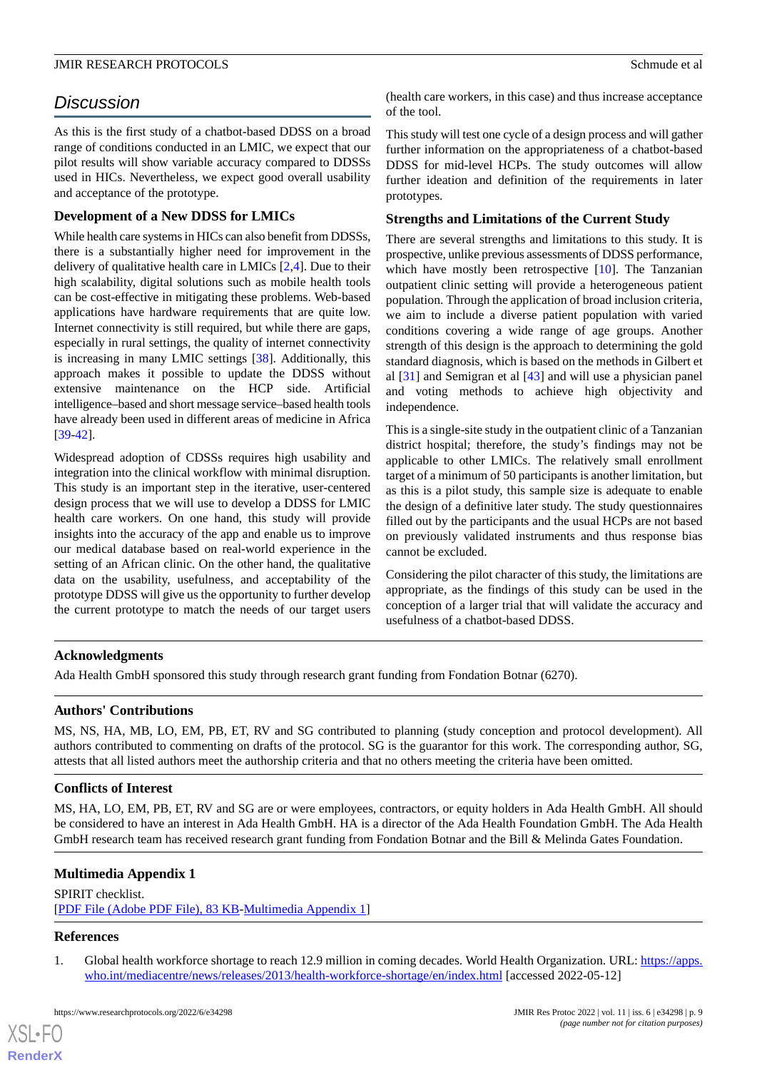## Discussion

As this is the first study of a chatbot-based DDSS on a broad range of conditions conducted in an LMIC, we expect that our pilot results will show variable accuracy compared to DDSSs used in HICs. Nevertheless, we expect good overall usability and acceptance of the prototype.

### Development of a New DDSS for LMICs

While health care systems in HICs can also benefit from DDSSs, there is a substantially higher need for improvement in the delivery of qualitative health care in LMICs [2,4]. Due to their high scalability, digital solutions such as mobile health tools can be cost-effective in mitigating these problems. Web-based applications have hardware requirements that are quite low. Internet connectivity is still required, but while there are gaps, especially in rural settings, the quality of internet connectivity is increasing in many LMIC settings [38]. Additionally, this approach makes it possible to update the DDSS without extensive maintenance on the HCP side. Artificial intelligence–based and short message service–based health tools have already been used in different areas of medicine in Africa [39-42].

Widespread adoption of CDSSs requires high usability and integration into the clinical workflow with minimal disruption. This study is an important step in the iterative, user-centered design process that we will use to develop a DDSS for LMIC health care workers. On one hand, this study will provide insights into the accuracy of the app and enable us to improve our medical database based on real-world experience in the setting of an African clinic. On the other hand, the qualitative data on the usability, usefulness, and acceptability of the prototype DDSS will give us the opportunity to further develop the current prototype to match the needs of our target users (health care workers, in this case) and thus increase acceptance of the tool.

This study will test one cycle of a design process and will gather further information on the appropriateness of a chatbot-based DDSS for mid-level HCPs. The study outcomes will allow further ideation and definition of the requirements in later prototypes.

### Strengths and Limitations of the Current Study

There are several strengths and limitations to this study. It is prospective, unlike previous assessments of DDSS performance, which have mostly been retrospective [10]. The Tanzanian outpatient clinic setting will provide a heterogeneous patient population. Through the application of broad inclusion criteria, we aim to include a diverse patient population with varied conditions covering a wide range of age groups. Another strength of this design is the approach to determining the gold standard diagnosis, which is based on the methods in Gilbert et al [31] and Semigran et al [43] and will use a physician panel and voting methods to achieve high objectivity and independence.

This is a single-site study in the outpatient clinic of a Tanzanian district hospital; therefore, the study's findings may not be applicable to other LMICs. The relatively small enrollment target of a minimum of 50 participants is another limitation, but as this is a pilot study, this sample size is adequate to enable the design of a definitive later study. The study questionnaires filled out by the participants and the usual HCPs are not based on previously validated instruments and thus response bias cannot be excluded.

Considering the pilot character of this study, the limitations are appropriate, as the findings of this study can be used in the conception of a larger trial that will validate the accuracy and usefulness of a chatbot-based DDSS.

## Acknowledgments

Ada Health GmbH sponsored this study through research grant funding from Fondation Botnar (6270).

## Authors' Contributions

MS, NS, HA, MB, LO, EM, PB, ET, RV and SG contributed to planning (study conception and protocol development). All authors contributed to commenting on drafts of the protocol. SG is the guarantor for this work. The corresponding author, SG, attests that all listed authors meet the authorship criteria and that no others meeting the criteria have been omitted.

## Conflicts of Interest

MS, HA, LO, EM, PB, ET, RV and SG are or were employees, contractors, or equity holders in Ada Health GmbH. All should be considered to have an interest in Ada Health GmbH. HA is a director of the Ada Health Foundation GmbH. The Ada Health GmbH research team has received research grant funding from Fondation Botnar and the Bill & Melinda Gates Foundation.

## Multimedia Appendix 1

SPIRIT checklist.
[PDF File (Adobe PDF File), 83 KB-Multimedia Appendix 1]

## References

1. Global health workforce shortage to reach 12.9 million in coming decades. World Health Organization. URL: https://apps.who.int/mediacentre/news/releases/2013/health-workforce-shortage/en/index.html [accessed 2022-05-12]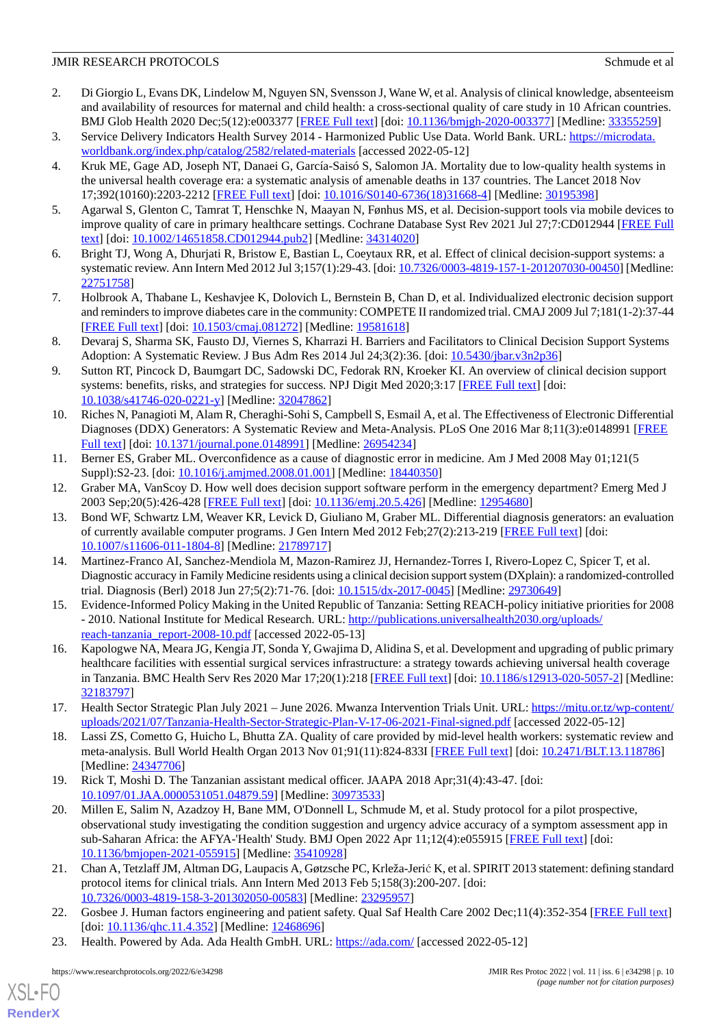2. Di Giorgio L, Evans DK, Lindelow M, Nguyen SN, Svensson J, Wane W, et al. Analysis of clinical knowledge, absenteeism and availability of resources for maternal and child health: a cross-sectional quality of care study in 10 African countries. BMJ Glob Health 2020 Dec;5(12):e003377 [FREE Full text] [doi: 10.1136/bmjgh-2020-003377] [Medline: 33355259]
3. Service Delivery Indicators Health Survey 2014 - Harmonized Public Use Data. World Bank. URL: https://microdata.worldbank.org/index.php/catalog/2582/related-materials [accessed 2022-05-12]
4. Kruk ME, Gage AD, Joseph NT, Danaei G, García-Saisó S, Salomon JA. Mortality due to low-quality health systems in the universal health coverage era: a systematic analysis of amenable deaths in 137 countries. The Lancet 2018 Nov 17;392(10160):2203-2212 [FREE Full text] [doi: 10.1016/S0140-6736(18)31668-4] [Medline: 30195398]
5. Agarwal S, Glenton C, Tamrat T, Henschke N, Maayan N, Fønhus MS, et al. Decision-support tools via mobile devices to improve quality of care in primary healthcare settings. Cochrane Database Syst Rev 2021 Jul 27;7:CD012944 [FREE Full text] [doi: 10.1002/14651858.CD012944.pub2] [Medline: 34314020]
6. Bright TJ, Wong A, Dhurjati R, Bristow E, Bastian L, Coeytaux RR, et al. Effect of clinical decision-support systems: a systematic review. Ann Intern Med 2012 Jul 3;157(1):29-43. [doi: 10.7326/0003-4819-157-1-201207030-00450] [Medline: 22751758]
7. Holbrook A, Thabane L, Keshavjee K, Dolovich L, Bernstein B, Chan D, et al. Individualized electronic decision support and reminders to improve diabetes care in the community: COMPETE II randomized trial. CMAJ 2009 Jul 7;181(1-2):37-44 [FREE Full text] [doi: 10.1503/cmaj.081272] [Medline: 19581618]
8. Devaraj S, Sharma SK, Fausto DJ, Viernes S, Kharrazi H. Barriers and Facilitators to Clinical Decision Support Systems Adoption: A Systematic Review. J Bus Adm Res 2014 Jul 24;3(2):36. [doi: 10.5430/jbar.v3n2p36]
9. Sutton RT, Pincock D, Baumgart DC, Sadowski DC, Fedorak RN, Kroeker KI. An overview of clinical decision support systems: benefits, risks, and strategies for success. NPJ Digit Med 2020;3:17 [FREE Full text] [doi: 10.1038/s41746-020-0221-y] [Medline: 32047862]
10. Riches N, Panagioti M, Alam R, Cheraghi-Sohi S, Campbell S, Esmail A, et al. The Effectiveness of Electronic Differential Diagnoses (DDX) Generators: A Systematic Review and Meta-Analysis. PLoS One 2016 Mar 8;11(3):e0148991 [FREE Full text] [doi: 10.1371/journal.pone.0148991] [Medline: 26954234]
11. Berner ES, Graber ML. Overconfidence as a cause of diagnostic error in medicine. Am J Med 2008 May 01;121(5 Suppl):S2-23. [doi: 10.1016/j.amjmed.2008.01.001] [Medline: 18440350]
12. Graber MA, VanScoy D. How well does decision support software perform in the emergency department? Emerg Med J 2003 Sep;20(5):426-428 [FREE Full text] [doi: 10.1136/emj.20.5.426] [Medline: 12954680]
13. Bond WF, Schwartz LM, Weaver KR, Levick D, Giuliano M, Graber ML. Differential diagnosis generators: an evaluation of currently available computer programs. J Gen Intern Med 2012 Feb;27(2):213-219 [FREE Full text] [doi: 10.1007/s11606-011-1804-8] [Medline: 21789717]
14. Martinez-Franco AI, Sanchez-Mendiola M, Mazon-Ramirez JJ, Hernandez-Torres I, Rivero-Lopez C, Spicer T, et al. Diagnostic accuracy in Family Medicine residents using a clinical decision support system (DXplain): a randomized-controlled trial. Diagnosis (Berl) 2018 Jun 27;5(2):71-76. [doi: 10.1515/dx-2017-0045] [Medline: 29730649]
15. Evidence-Informed Policy Making in the United Republic of Tanzania: Setting REACH-policy initiative priorities for 2008 - 2010. National Institute for Medical Research. URL: http://publications.universalhealth2030.org/uploads/reach-tanzania_report-2008-10.pdf [accessed 2022-05-13]
16. Kapologwe NA, Meara JG, Kengia JT, Sonda Y, Gwajima D, Alidina S, et al. Development and upgrading of public primary healthcare facilities with essential surgical services infrastructure: a strategy towards achieving universal health coverage in Tanzania. BMC Health Serv Res 2020 Mar 17;20(1):218 [FREE Full text] [doi: 10.1186/s12913-020-5057-2] [Medline: 32183797]
17. Health Sector Strategic Plan July 2021 – June 2026. Mwanza Intervention Trials Unit. URL: https://mitu.or.tz/wp-content/uploads/2021/07/Tanzania-Health-Sector-Strategic-Plan-V-17-06-2021-Final-signed.pdf [accessed 2022-05-12]
18. Lassi ZS, Cometto G, Huicho L, Bhutta ZA. Quality of care provided by mid-level health workers: systematic review and meta-analysis. Bull World Health Organ 2013 Nov 01;91(11):824-833I [FREE Full text] [doi: 10.2471/BLT.13.118786] [Medline: 24347706]
19. Rick T, Moshi D. The Tanzanian assistant medical officer. JAAPA 2018 Apr;31(4):43-47. [doi: 10.1097/01.JAA.0000531051.04879.59] [Medline: 30973533]
20. Millen E, Salim N, Azadzoy H, Bane MM, O'Donnell L, Schmude M, et al. Study protocol for a pilot prospective, observational study investigating the condition suggestion and urgency advice accuracy of a symptom assessment app in sub-Saharan Africa: the AFYA-'Health' Study. BMJ Open 2022 Apr 11;12(4):e055915 [FREE Full text] [doi: 10.1136/bmjopen-2021-055915] [Medline: 35410928]
21. Chan A, Tetzlaff JM, Altman DG, Laupacis A, Gøtzsche PC, Krleža-Jerić K, et al. SPIRIT 2013 statement: defining standard protocol items for clinical trials. Ann Intern Med 2013 Feb 5;158(3):200-207. [doi: 10.7326/0003-4819-158-3-201302050-00583] [Medline: 23295957]
22. Gosbee J. Human factors engineering and patient safety. Qual Saf Health Care 2002 Dec;11(4):352-354 [FREE Full text] [doi: 10.1136/qhc.11.4.352] [Medline: 12468696]
23. Health. Powered by Ada. Ada Health GmbH. URL: https://ada.com/ [accessed 2022-05-12]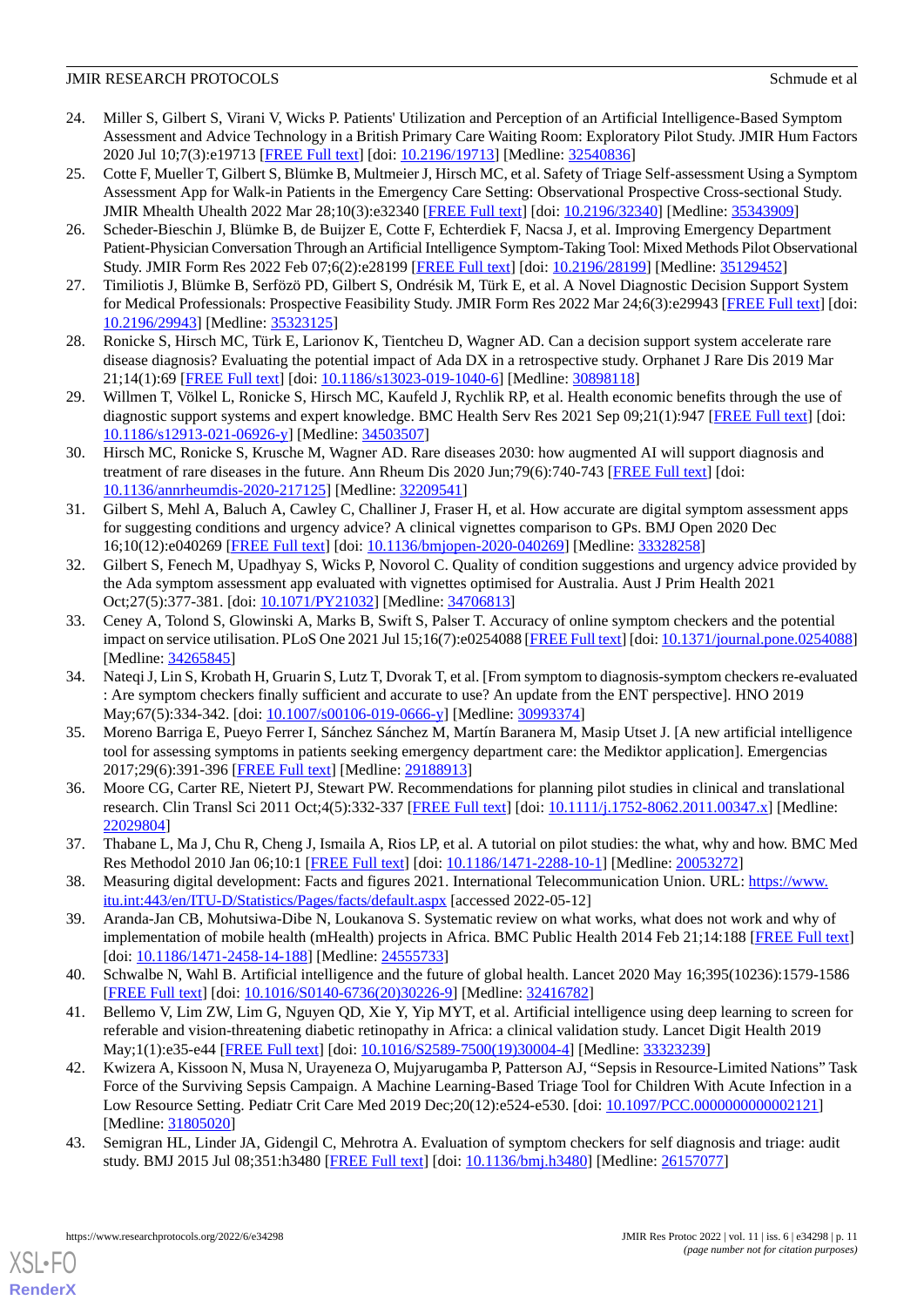24. Miller S, Gilbert S, Virani V, Wicks P. Patients' Utilization and Perception of an Artificial Intelligence-Based Symptom Assessment and Advice Technology in a British Primary Care Waiting Room: Exploratory Pilot Study. JMIR Hum Factors 2020 Jul 10;7(3):e19713 [FREE Full text] [doi: 10.2196/19713] [Medline: 32540836]
25. Cotte F, Mueller T, Gilbert S, Blümke B, Multmeier J, Hirsch MC, et al. Safety of Triage Self-assessment Using a Symptom Assessment App for Walk-in Patients in the Emergency Care Setting: Observational Prospective Cross-sectional Study. JMIR Mhealth Uhealth 2022 Mar 28;10(3):e32340 [FREE Full text] [doi: 10.2196/32340] [Medline: 35343909]
26. Scheder-Bieschin J, Blümke B, de Buijzer E, Cotte F, Echterdiek F, Nacsa J, et al. Improving Emergency Department Patient-Physician Conversation Through an Artificial Intelligence Symptom-Taking Tool: Mixed Methods Pilot Observational Study. JMIR Form Res 2022 Feb 07;6(2):e28199 [FREE Full text] [doi: 10.2196/28199] [Medline: 35129452]
27. Timiliotis J, Blümke B, Serfözö PD, Gilbert S, Ondrésik M, Türk E, et al. A Novel Diagnostic Decision Support System for Medical Professionals: Prospective Feasibility Study. JMIR Form Res 2022 Mar 24;6(3):e29943 [FREE Full text] [doi: 10.2196/29943] [Medline: 35323125]
28. Ronicke S, Hirsch MC, Türk E, Larionov K, Tientcheu D, Wagner AD. Can a decision support system accelerate rare disease diagnosis? Evaluating the potential impact of Ada DX in a retrospective study. Orphanet J Rare Dis 2019 Mar 21;14(1):69 [FREE Full text] [doi: 10.1186/s13023-019-1040-6] [Medline: 30898118]
29. Willmen T, Völkel L, Ronicke S, Hirsch MC, Kaufeld J, Rychlik RP, et al. Health economic benefits through the use of diagnostic support systems and expert knowledge. BMC Health Serv Res 2021 Sep 09;21(1):947 [FREE Full text] [doi: 10.1186/s12913-021-06926-y] [Medline: 34503507]
30. Hirsch MC, Ronicke S, Krusche M, Wagner AD. Rare diseases 2030: how augmented AI will support diagnosis and treatment of rare diseases in the future. Ann Rheum Dis 2020 Jun;79(6):740-743 [FREE Full text] [doi: 10.1136/annrheumdis-2020-217125] [Medline: 32209541]
31. Gilbert S, Mehl A, Baluch A, Cawley C, Challiner J, Fraser H, et al. How accurate are digital symptom assessment apps for suggesting conditions and urgency advice? A clinical vignettes comparison to GPs. BMJ Open 2020 Dec 16;10(12):e040269 [FREE Full text] [doi: 10.1136/bmjopen-2020-040269] [Medline: 33328258]
32. Gilbert S, Fenech M, Upadhyay S, Wicks P, Novorol C. Quality of condition suggestions and urgency advice provided by the Ada symptom assessment app evaluated with vignettes optimised for Australia. Aust J Prim Health 2021 Oct;27(5):377-381. [doi: 10.1071/PY21032] [Medline: 34706813]
33. Ceney A, Tolond S, Glowinski A, Marks B, Swift S, Palser T. Accuracy of online symptom checkers and the potential impact on service utilisation. PLoS One 2021 Jul 15;16(7):e0254088 [FREE Full text] [doi: 10.1371/journal.pone.0254088] [Medline: 34265845]
34. Nateqi J, Lin S, Krobath H, Gruarin S, Lutz T, Dvorak T, et al. [From symptom to diagnosis-symptom checkers re-evaluated : Are symptom checkers finally sufficient and accurate to use? An update from the ENT perspective]. HNO 2019 May;67(5):334-342. [doi: 10.1007/s00106-019-0666-y] [Medline: 30993374]
35. Moreno Barriga E, Pueyo Ferrer I, Sánchez Sánchez M, Martín Baranera M, Masip Utset J. [A new artificial intelligence tool for assessing symptoms in patients seeking emergency department care: the Mediktor application]. Emergencias 2017;29(6):391-396 [FREE Full text] [Medline: 29188913]
36. Moore CG, Carter RE, Nietert PJ, Stewart PW. Recommendations for planning pilot studies in clinical and translational research. Clin Transl Sci 2011 Oct;4(5):332-337 [FREE Full text] [doi: 10.1111/j.1752-8062.2011.00347.x] [Medline: 22029804]
37. Thabane L, Ma J, Chu R, Cheng J, Ismaila A, Rios LP, et al. A tutorial on pilot studies: the what, why and how. BMC Med Res Methodol 2010 Jan 06;10:1 [FREE Full text] [doi: 10.1186/1471-2288-10-1] [Medline: 20053272]
38. Measuring digital development: Facts and figures 2021. International Telecommunication Union. URL: https://www.itu.int:443/en/ITU-D/Statistics/Pages/facts/default.aspx [accessed 2022-05-12]
39. Aranda-Jan CB, Mohutsiwa-Dibe N, Loukanova S. Systematic review on what works, what does not work and why of implementation of mobile health (mHealth) projects in Africa. BMC Public Health 2014 Feb 21;14:188 [FREE Full text] [doi: 10.1186/1471-2458-14-188] [Medline: 24555733]
40. Schwalbe N, Wahl B. Artificial intelligence and the future of global health. Lancet 2020 May 16;395(10236):1579-1586 [FREE Full text] [doi: 10.1016/S0140-6736(20)30226-9] [Medline: 32416782]
41. Bellemo V, Lim ZW, Lim G, Nguyen QD, Xie Y, Yip MYT, et al. Artificial intelligence using deep learning to screen for referable and vision-threatening diabetic retinopathy in Africa: a clinical validation study. Lancet Digit Health 2019 May;1(1):e35-e44 [FREE Full text] [doi: 10.1016/S2589-7500(19)30004-4] [Medline: 33323239]
42. Kwizera A, Kissoon N, Musa N, Urayeneza O, Mujyarugamba P, Patterson AJ, "Sepsis in Resource-Limited Nations" Task Force of the Surviving Sepsis Campaign. A Machine Learning-Based Triage Tool for Children With Acute Infection in a Low Resource Setting. Pediatr Crit Care Med 2019 Dec;20(12):e524-e530. [doi: 10.1097/PCC.0000000000002121] [Medline: 31805020]
43. Semigran HL, Linder JA, Gidengil C, Mehrotra A. Evaluation of symptom checkers for self diagnosis and triage: audit study. BMJ 2015 Jul 08;351:h3480 [FREE Full text] [doi: 10.1136/bmj.h3480] [Medline: 26157077]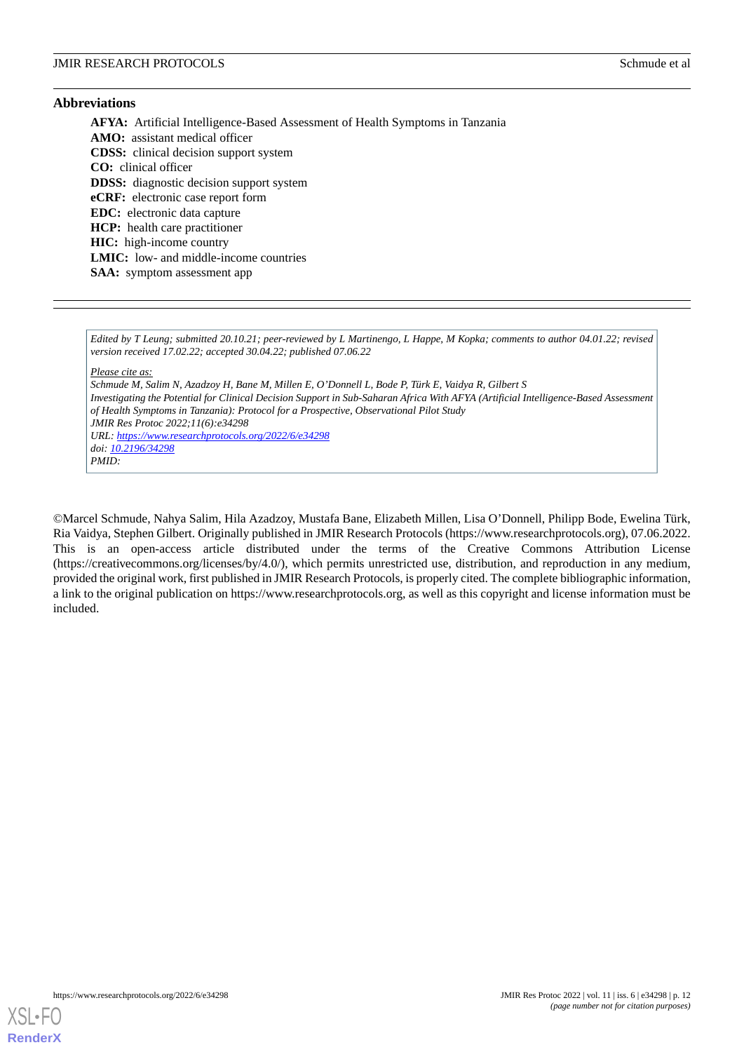## Abbreviations

**AFYA:** Artificial Intelligence-Based Assessment of Health Symptoms in Tanzania
**AMO:** assistant medical officer
**CDSS:** clinical decision support system
**CO:** clinical officer
**DDSS:** diagnostic decision support system
**eCRF:** electronic case report form
**EDC:** electronic data capture
**HCP:** health care practitioner
**HIC:** high-income country
**LMIC:** low- and middle-income countries
**SAA:** symptom assessment app

*Edited by T Leung; submitted 20.10.21; peer-reviewed by L Martinengo, L Happe, M Kopka; comments to author 04.01.22; revised version received 17.02.22; accepted 30.04.22; published 07.06.22*

*Please cite as:*
*Schmude M, Salim N, Azadzoy H, Bane M, Millen E, O'Donnell L, Bode P, Türk E, Vaidya R, Gilbert S*
*Investigating the Potential for Clinical Decision Support in Sub-Saharan Africa With AFYA (Artificial Intelligence-Based Assessment of Health Symptoms in Tanzania): Protocol for a Prospective, Observational Pilot Study*
*JMIR Res Protoc 2022;11(6):e34298*
*URL: https://www.researchprotocols.org/2022/6/e34298*
*doi: 10.2196/34298*
*PMID:*

©Marcel Schmude, Nahya Salim, Hila Azadzoy, Mustafa Bane, Elizabeth Millen, Lisa O'Donnell, Philipp Bode, Ewelina Türk, Ria Vaidya, Stephen Gilbert. Originally published in JMIR Research Protocols (https://www.researchprotocols.org), 07.06.2022. This is an open-access article distributed under the terms of the Creative Commons Attribution License (https://creativecommons.org/licenses/by/4.0/), which permits unrestricted use, distribution, and reproduction in any medium, provided the original work, first published in JMIR Research Protocols, is properly cited. The complete bibliographic information, a link to the original publication on https://www.researchprotocols.org, as well as this copyright and license information must be included.